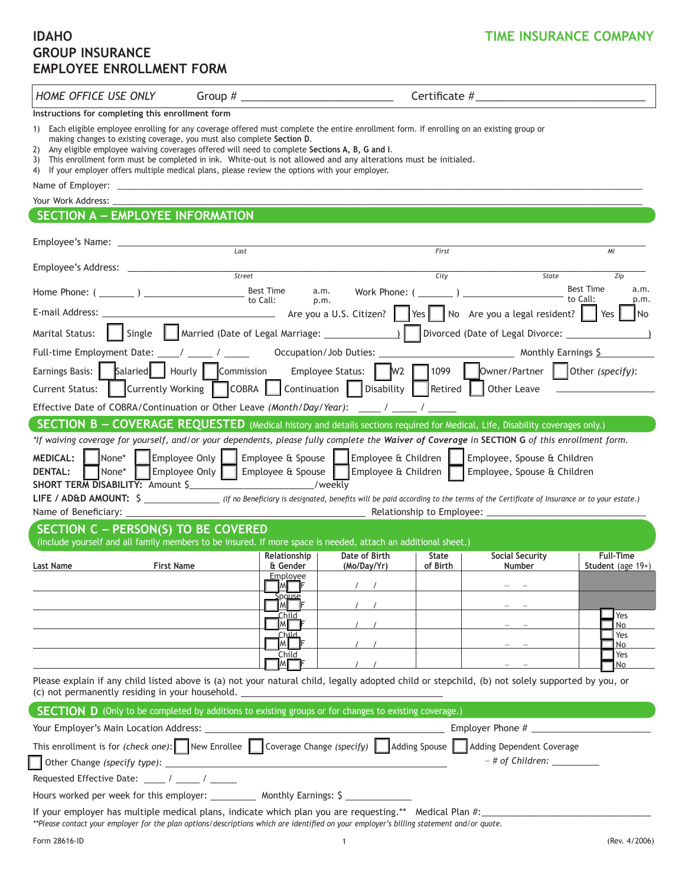# IDAHO GROUP INSURANCE EMPLOYEE ENROLLMENT FORM

**TIME INSURANCE COMPANY**

*HOME OFFICE USE ONLY* Group # ____________________ Certificate # ____________________

**Instructions for completing this enrollment form**

1) Each eligible employee enrolling for any coverage offered must complete the entire enrollment form. If enrolling on an existing group or making changes to existing coverage, you must also complete **Section D**.
2) Any eligible employee waiving coverages offered will need to complete **Sections A, B, G and I**.
3) This enrollment form must be completed in ink. White-out is not allowed and any alterations must be initialed.
4) If your employer offers multiple medical plans, please review the options with your employer.

Name of Employer: ____________________

Your Work Address: ____________________

## SECTION A – EMPLOYEE INFORMATION

Employee's Name: ____________________ (Last) ____________________ (First) ____ (MI)

Employee's Address: ____________________ (Street) ____________________ (City) ________ (State) ______ (Zip)

Home Phone: ( ______ ) ____________ Best Time to Call: a.m. p.m. Work Phone: ( ______ ) ____________ Best Time to Call: a.m. p.m.

E-mail Address: ____________________ Are you a U.S. Citizen? ☐ Yes ☐ No Are you a legal resident? ☐ Yes ☐ No

Marital Status: ☐ Single ☐ Married (Date of Legal Marriage: ____________) ☐ Divorced (Date of Legal Divorce: ____________)

Full-time Employment Date: ____ / ____ / ____ Occupation/Job Duties: ____________________ Monthly Earnings $ __________

Earnings Basis: ☐ Salaried ☐ Hourly ☐ Commission Employee Status: ☐ W2 ☐ 1099 ☐ Owner/Partner ☐ Other *(specify)*:

Current Status: ☐ Currently Working ☐ COBRA ☐ Continuation ☐ Disability ☐ Retired ☐ Other Leave ____________

Effective Date of COBRA/Continuation or Other Leave *(Month/Day/Year)*: ____ / ____ / ____

## SECTION B – COVERAGE REQUESTED (Medical history and details sections required for Medical, Life, Disability coverages only.)

*\*If waiving coverage for yourself, and/or your dependents, please fully complete the **Waiver of Coverage** in **SECTION G** of this enrollment form.*

**MEDICAL:** ☐ None* ☐ Employee Only ☐ Employee & Spouse ☐ Employee & Children ☐ Employee, Spouse & Children

**DENTAL:** ☐ None* ☐ Employee Only ☐ Employee & Spouse ☐ Employee & Children ☐ Employee, Spouse & Children

**SHORT TERM DISABILITY:** Amount $____________________/weekly

**LIFE / AD&D AMOUNT:** $ ____________ *(If no Beneficiary is designated, benefits will be paid according to the terms of the Certificate of Insurance or to your estate.)*

Name of Beneficiary: ____________________ Relationship to Employee: ____________________

## SECTION C – PERSON(S) TO BE COVERED

(Include yourself and all family members to be insured. If more space is needed, attach an additional sheet.)

| Last Name | First Name | Relationship & Gender | Date of Birth (Mo/Day/Yr) | State of Birth | Social Security Number | Full-Time Student (age 19+) |
|---|---|---|---|---|---|---|
| | | Employee ☐ M ☐ F | / / | | – – | |
| | | Spouse ☐ M ☐ F | / / | | – – | |
| | | Child ☐ M ☐ F | / / | | – – | ☐ Yes ☐ No |
| | | Child ☐ M ☐ F | / / | | – – | ☐ Yes ☐ No |
| | | Child ☐ M ☐ F | / / | | – – | ☐ Yes ☐ No |

Please explain if any child listed above is (a) not your natural child, legally adopted child or stepchild, (b) not solely supported by you, or (c) not permanently residing in your household. ____________________

## SECTION D (Only to be completed by additions to existing groups or for changes to existing coverage.)

Your Employer's Main Location Address: ____________________ Employer Phone # ____________________

This enrollment is for *(check one)*: ☐ New Enrollee ☐ Coverage Change *(specify)* ☐ Adding Spouse ☐ Adding Dependent Coverage

☐ Other Change *(specify type)*: ____________________ *– # of Children:* __________

Requested Effective Date: ____ / ____ / ____

Hours worked per week for this employer: ________ Monthly Earnings: $ ____________

If your employer has multiple medical plans, indicate which plan you are requesting.** Medical Plan #: ____________________

*\*\*Please contact your employer for the plan options/descriptions which are identified on your employer's billing statement and/or quote.*

Form 28616-ID (Rev. 4/2006)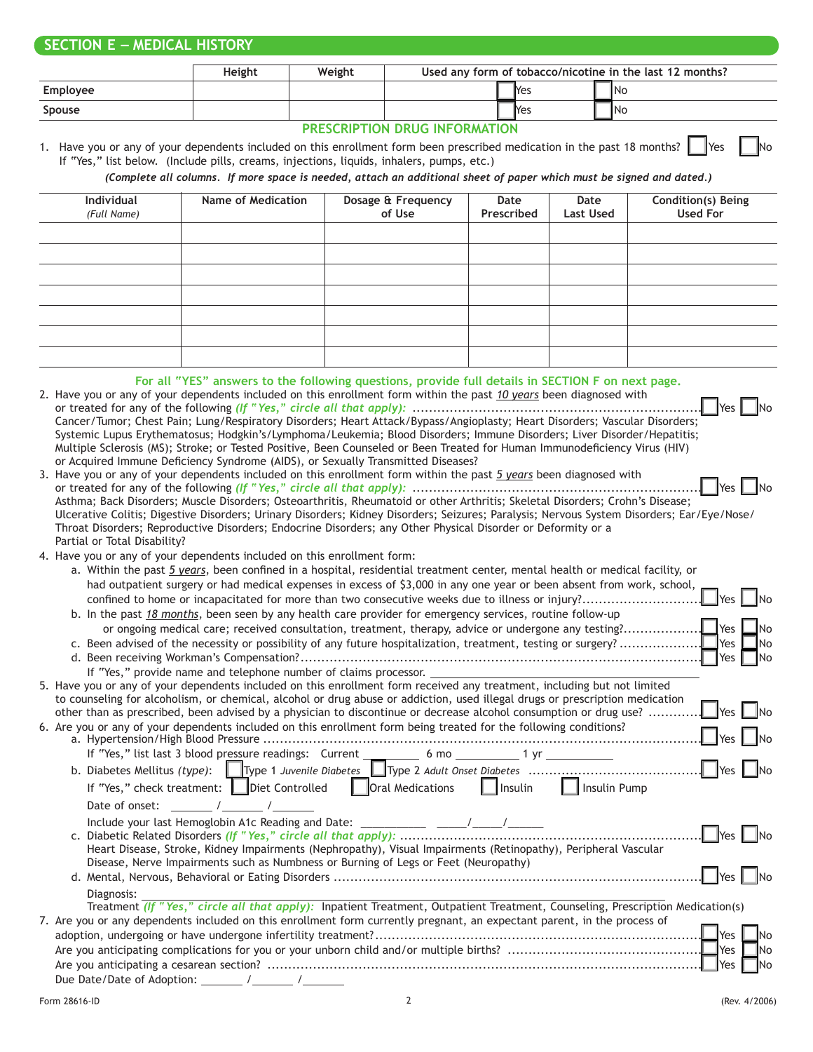## SECTION E – MEDICAL HISTORY

| | Height | Weight | Used any form of tobacco/nicotine in the last 12 months? |
|---|---|---|---|
| Employee | | | ☐ Yes ☐ No |
| Spouse | | | ☐ Yes ☐ No |

### PRESCRIPTION DRUG INFORMATION

1. Have you or any of your dependents included on this enrollment form been prescribed medication in the past 18 months? ☐ Yes ☐ No
   If "Yes," list below. (Include pills, creams, injections, liquids, inhalers, pumps, etc.)

***(Complete all columns. If more space is needed, attach an additional sheet of paper which must be signed and dated.)***

| Individual *(Full Name)* | Name of Medication | Dosage & Frequency of Use | Date Prescribed | Date Last Used | Condition(s) Being Used For |
|---|---|---|---|---|---|
| | | | | | |
| | | | | | |
| | | | | | |
| | | | | | |
| | | | | | |
| | | | | | |
| | | | | | |

**For all "YES" answers to the following questions, provide full details in SECTION F on next page.**

2. Have you or any of your dependents included on this enrollment form within the past _10 years_ been diagnosed with or treated for any of the following ***(If "Yes," circle all that apply):*** ........ ☐ Yes ☐ No
   Cancer/Tumor; Chest Pain; Lung/Respiratory Disorders; Heart Attack/Bypass/Angioplasty; Heart Disorders; Vascular Disorders; Systemic Lupus Erythematosus; Hodgkin's/Lymphoma/Leukemia; Blood Disorders; Immune Disorders; Liver Disorder/Hepatitis; Multiple Sclerosis (MS); Stroke; or Tested Positive, Been Counseled or Been Treated for Human Immunodeficiency Virus (HIV) or Acquired Immune Deficiency Syndrome (AIDS), or Sexually Transmitted Diseases?
3. Have you or any of your dependents included on this enrollment form within the past _5 years_ been diagnosed with or treated for any of the following ***(If "Yes," circle all that apply):*** ........ ☐ Yes ☐ No
   Asthma; Back Disorders; Muscle Disorders; Osteoarthritis, Rheumatoid or other Arthritis; Skeletal Disorders; Crohn's Disease; Ulcerative Colitis; Digestive Disorders; Urinary Disorders; Kidney Disorders; Seizures; Paralysis; Nervous System Disorders; Ear/Eye/Nose/Throat Disorders; Reproductive Disorders; Endocrine Disorders; any Other Physical Disorder or Deformity or a Partial or Total Disability?
4. Have you or any of your dependents included on this enrollment form:
   a. Within the past _5 years_, been confined in a hospital, residential treatment center, mental health or medical facility, or had outpatient surgery or had medical expenses in excess of $3,000 in any one year or been absent from work, school, confined to home or incapacitated for more than two consecutive weeks due to illness or injury? ........ ☐ Yes ☐ No
   b. In the past _18 months_, been seen by any health care provider for emergency services, routine follow-up or ongoing medical care; received consultation, treatment, therapy, advice or undergone any testing? ........ ☐ Yes ☐ No
   c. Been advised of the necessity or possibility of any future hospitalization, treatment, testing or surgery? ........ ☐ Yes ☐ No
   d. Been receiving Workman's Compensation? ........ ☐ Yes ☐ No
   If "Yes," provide name and telephone number of claims processor. ____________________
5. Have you or any of your dependents included on this enrollment form received any treatment, including but not limited to counseling for alcoholism, or chemical, alcohol or drug abuse or addiction, used illegal drugs or prescription medication other than as prescribed, been advised by a physician to discontinue or decrease alcohol consumption or drug use? ........ ☐ Yes ☐ No
6. Are you or any of your dependents included on this enrollment form being treated for the following conditions?
   a. Hypertension/High Blood Pressure ........ ☐ Yes ☐ No
   If "Yes," list last 3 blood pressure readings: Current ________ 6 mo ________ 1 yr ________
   b. Diabetes Mellitus *(type)*: ☐ Type 1 *Juvenile Diabetes* ☐ Type 2 *Adult Onset Diabetes* ........ ☐ Yes ☐ No
   If "Yes," check treatment: ☐ Diet Controlled ☐ Oral Medications ☐ Insulin ☐ Insulin Pump
   Date of onset: ______ / ______ / ______
   Include your last Hemoglobin A1c Reading and Date: ________ ____/____/____
   c. Diabetic Related Disorders ***(If "Yes," circle all that apply):*** ........ ☐ Yes ☐ No
   Heart Disease, Stroke, Kidney Impairments (Nephropathy), Visual Impairments (Retinopathy), Peripheral Vascular Disease, Nerve Impairments such as Numbness or Burning of Legs or Feet (Neuropathy)
   d. Mental, Nervous, Behavioral or Eating Disorders ........ ☐ Yes ☐ No
   Diagnosis: ____________________
   Treatment ***(If "Yes," circle all that apply):*** Inpatient Treatment, Outpatient Treatment, Counseling, Prescription Medication(s)
7. Are you or any dependents included on this enrollment form currently pregnant, an expectant parent, in the process of adoption, undergoing or have undergone infertility treatment? ........ ☐ Yes ☐ No
   Are you anticipating complications for you or your unborn child and/or multiple births? ........ ☐ Yes ☐ No
   Are you anticipating a cesarean section? ........ ☐ Yes ☐ No
   Due Date/Date of Adoption: ______ / ______ / ______

Form 28616-ID (Rev. 4/2006)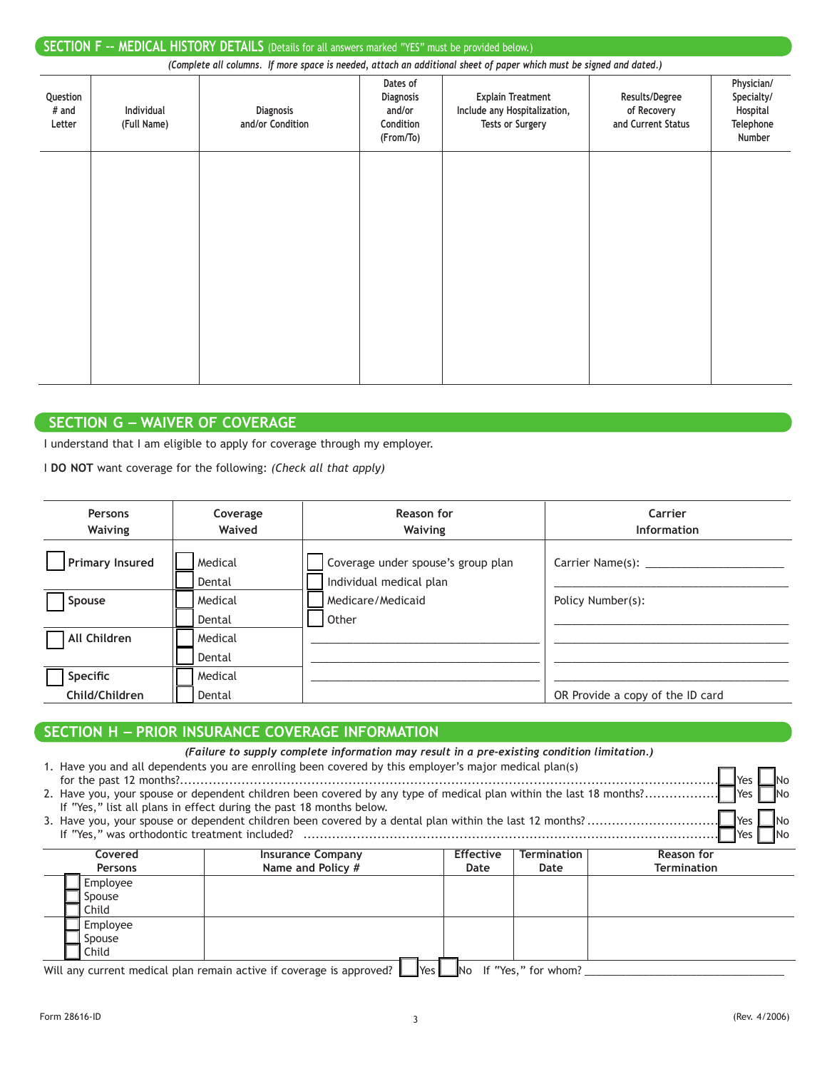## SECTION F -- MEDICAL HISTORY DETAILS (Details for all answers marked "YES" must be provided below.)

*(Complete all columns. If more space is needed, attach an additional sheet of paper which must be signed and dated.)*

| Question # and Letter | Individual (Full Name) | Diagnosis and/or Condition | Dates of Diagnosis and/or Condition (From/To) | Explain Treatment Include any Hospitalization, Tests or Surgery | Results/Degree of Recovery and Current Status | Physician/ Specialty/ Hospital Telephone Number |
|---|---|---|---|---|---|---|
| | | | | | | |

## SECTION G – WAIVER OF COVERAGE

I understand that I am eligible to apply for coverage through my employer.

I **DO NOT** want coverage for the following: *(Check all that apply)*

| Persons Waiving | Coverage Waived | Reason for Waiving | Carrier Information |
|---|---|---|---|
| ☐ Primary Insured | ☐ Medical ☐ Dental | ☐ Coverage under spouse's group plan ☐ Individual medical plan | Carrier Name(s): ______ |
| ☐ Spouse | ☐ Medical ☐ Dental | ☐ Medicare/Medicaid ☐ Other | Policy Number(s): ______ |
| ☐ All Children | ☐ Medical ☐ Dental | ______ | ______ |
| ☐ Specific Child/Children | ☐ Medical ☐ Dental | ______ | OR Provide a copy of the ID card |

## SECTION H – PRIOR INSURANCE COVERAGE INFORMATION

***(Failure to supply complete information may result in a pre-existing condition limitation.)***

1. Have you and all dependents you are enrolling been covered by this employer's major medical plan(s) for the past 12 months? ☐ Yes ☐ No
2. Have you, your spouse or dependent children been covered by any type of medical plan within the last 18 months? ☐ Yes ☐ No
   If "Yes," list all plans in effect during the past 18 months below.
3. Have you, your spouse or dependent children been covered by a dental plan within the last 12 months? ☐ Yes ☐ No
   If "Yes," was orthodontic treatment included? ☐ Yes ☐ No

| Covered Persons | Insurance Company Name and Policy # | Effective Date | Termination Date | Reason for Termination |
|---|---|---|---|---|
| ☐ Employee ☐ Spouse ☐ Child | | | | |
| ☐ Employee ☐ Spouse ☐ Child | | | | |

Will any current medical plan remain active if coverage is approved? ☐ Yes ☐ No If "Yes," for whom? ______

Form 28616-ID (Rev. 4/2006)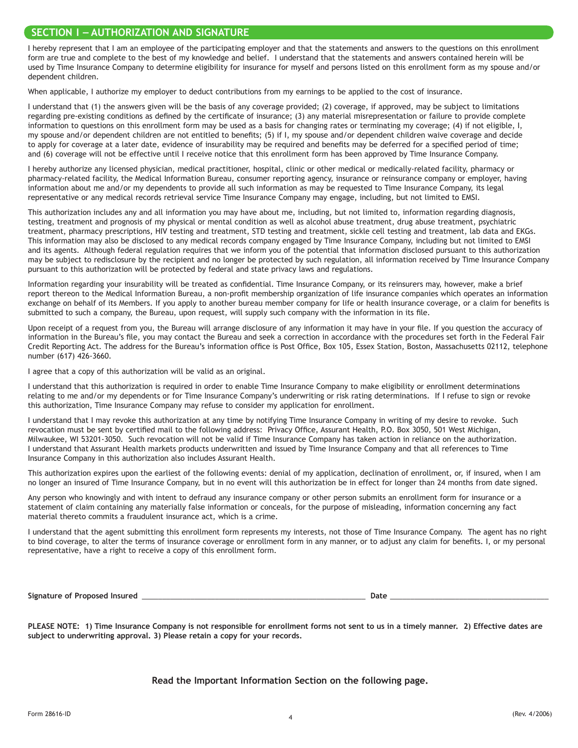## SECTION I — AUTHORIZATION AND SIGNATURE

I hereby represent that I am an employee of the participating employer and that the statements and answers to the questions on this enrollment form are true and complete to the best of my knowledge and belief. I understand that the statements and answers contained herein will be used by Time Insurance Company to determine eligibility for insurance for myself and persons listed on this enrollment form as my spouse and/or dependent children.

When applicable, I authorize my employer to deduct contributions from my earnings to be applied to the cost of insurance.

I understand that (1) the answers given will be the basis of any coverage provided; (2) coverage, if approved, may be subject to limitations regarding pre-existing conditions as defined by the certificate of insurance; (3) any material misrepresentation or failure to provide complete information to questions on this enrollment form may be used as a basis for changing rates or terminating my coverage; (4) if not eligible, I, my spouse and/or dependent children are not entitled to benefits; (5) if I, my spouse and/or dependent children waive coverage and decide to apply for coverage at a later date, evidence of insurability may be required and benefits may be deferred for a specified period of time; and (6) coverage will not be effective until I receive notice that this enrollment form has been approved by Time Insurance Company.

I hereby authorize any licensed physician, medical practitioner, hospital, clinic or other medical or medically-related facility, pharmacy or pharmacy-related facility, the Medical Information Bureau, consumer reporting agency, insurance or reinsurance company or employer, having information about me and/or my dependents to provide all such information as may be requested to Time Insurance Company, its legal representative or any medical records retrieval service Time Insurance Company may engage, including, but not limited to EMSI.

This authorization includes any and all information you may have about me, including, but not limited to, information regarding diagnosis, testing, treatment and prognosis of my physical or mental condition as well as alcohol abuse treatment, drug abuse treatment, psychiatric treatment, pharmacy prescriptions, HIV testing and treatment, STD testing and treatment, sickle cell testing and treatment, lab data and EKGs. This information may also be disclosed to any medical records company engaged by Time Insurance Company, including but not limited to EMSI and its agents. Although federal regulation requires that we inform you of the potential that information disclosed pursuant to this authorization may be subject to redisclosure by the recipient and no longer be protected by such regulation, all information received by Time Insurance Company pursuant to this authorization will be protected by federal and state privacy laws and regulations.

Information regarding your insurability will be treated as confidential. Time Insurance Company, or its reinsurers may, however, make a brief report thereon to the Medical Information Bureau, a non-profit membership organization of life insurance companies which operates an information exchange on behalf of its Members. If you apply to another bureau member company for life or health insurance coverage, or a claim for benefits is submitted to such a company, the Bureau, upon request, will supply such company with the information in its file.

Upon receipt of a request from you, the Bureau will arrange disclosure of any information it may have in your file. If you question the accuracy of information in the Bureau's file, you may contact the Bureau and seek a correction in accordance with the procedures set forth in the Federal Fair Credit Reporting Act. The address for the Bureau's information office is Post Office, Box 105, Essex Station, Boston, Massachusetts 02112, telephone number (617) 426-3660.

I agree that a copy of this authorization will be valid as an original.

I understand that this authorization is required in order to enable Time Insurance Company to make eligibility or enrollment determinations relating to me and/or my dependents or for Time Insurance Company's underwriting or risk rating determinations. If I refuse to sign or revoke this authorization, Time Insurance Company may refuse to consider my application for enrollment.

I understand that I may revoke this authorization at any time by notifying Time Insurance Company in writing of my desire to revoke. Such revocation must be sent by certified mail to the following address: Privacy Office, Assurant Health, P.O. Box 3050, 501 West Michigan, Milwaukee, WI 53201-3050. Such revocation will not be valid if Time Insurance Company has taken action in reliance on the authorization. I understand that Assurant Health markets products underwritten and issued by Time Insurance Company and that all references to Time Insurance Company in this authorization also includes Assurant Health.

This authorization expires upon the earliest of the following events: denial of my application, declination of enrollment, or, if insured, when I am no longer an insured of Time Insurance Company, but in no event will this authorization be in effect for longer than 24 months from date signed.

Any person who knowingly and with intent to defraud any insurance company or other person submits an enrollment form for insurance or a statement of claim containing any materially false information or conceals, for the purpose of misleading, information concerning any fact material thereto commits a fraudulent insurance act, which is a crime.

I understand that the agent submitting this enrollment form represents my interests, not those of Time Insurance Company. The agent has no right to bind coverage, to alter the terms of insurance coverage or enrollment form in any manner, or to adjust any claim for benefits. I, or my personal representative, have a right to receive a copy of this enrollment form.

**Signature of Proposed Insured** ______________________________ **Date** ______________________

**PLEASE NOTE: 1) Time Insurance Company is not responsible for enrollment forms not sent to us in a timely manner. 2) Effective dates are subject to underwriting approval. 3) Please retain a copy for your records.**

**Read the Important Information Section on the following page.**

Form 28616-ID (Rev. 4/2006)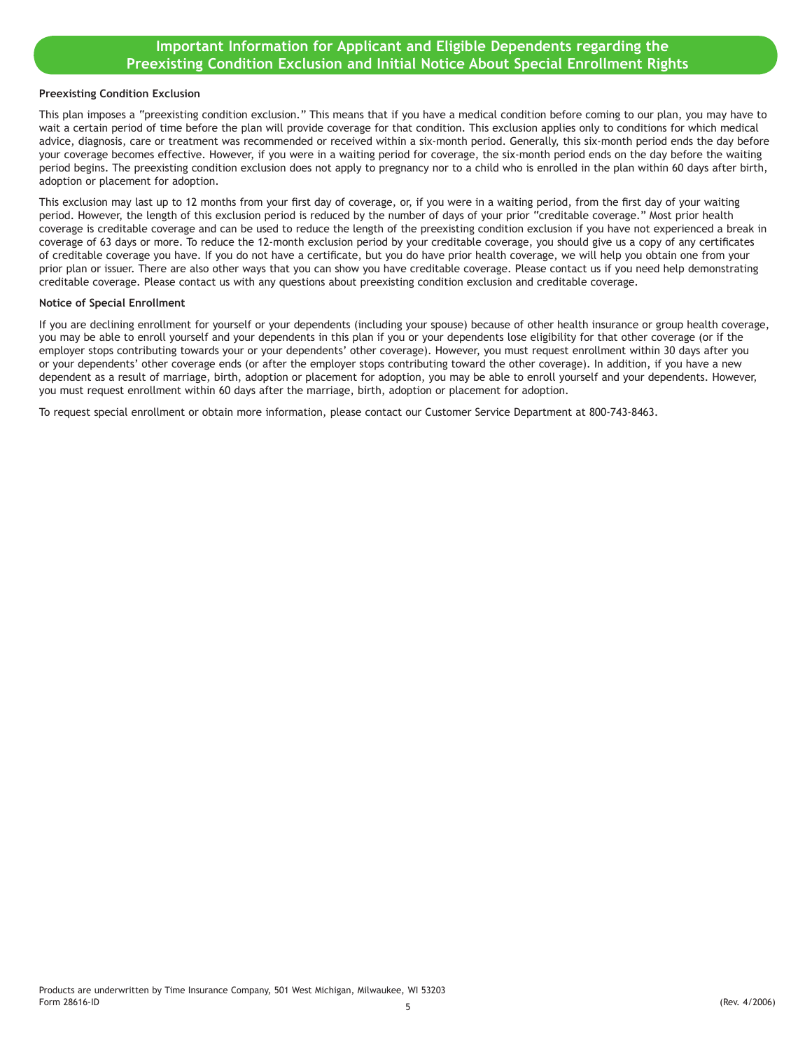## Important Information for Applicant and Eligible Dependents regarding the Preexisting Condition Exclusion and Initial Notice About Special Enrollment Rights

**Preexisting Condition Exclusion**

This plan imposes a "preexisting condition exclusion." This means that if you have a medical condition before coming to our plan, you may have to wait a certain period of time before the plan will provide coverage for that condition. This exclusion applies only to conditions for which medical advice, diagnosis, care or treatment was recommended or received within a six-month period. Generally, this six-month period ends the day before your coverage becomes effective. However, if you were in a waiting period for coverage, the six-month period ends on the day before the waiting period begins. The preexisting condition exclusion does not apply to pregnancy nor to a child who is enrolled in the plan within 60 days after birth, adoption or placement for adoption.

This exclusion may last up to 12 months from your first day of coverage, or, if you were in a waiting period, from the first day of your waiting period. However, the length of this exclusion period is reduced by the number of days of your prior "creditable coverage." Most prior health coverage is creditable coverage and can be used to reduce the length of the preexisting condition exclusion if you have not experienced a break in coverage of 63 days or more. To reduce the 12-month exclusion period by your creditable coverage, you should give us a copy of any certificates of creditable coverage you have. If you do not have a certificate, but you do have prior health coverage, we will help you obtain one from your prior plan or issuer. There are also other ways that you can show you have creditable coverage. Please contact us if you need help demonstrating creditable coverage. Please contact us with any questions about preexisting condition exclusion and creditable coverage.

**Notice of Special Enrollment**

If you are declining enrollment for yourself or your dependents (including your spouse) because of other health insurance or group health coverage, you may be able to enroll yourself and your dependents in this plan if you or your dependents lose eligibility for that other coverage (or if the employer stops contributing towards your or your dependents' other coverage). However, you must request enrollment within 30 days after you or your dependents' other coverage ends (or after the employer stops contributing toward the other coverage). In addition, if you have a new dependent as a result of marriage, birth, adoption or placement for adoption, you may be able to enroll yourself and your dependents. However, you must request enrollment within 60 days after the marriage, birth, adoption or placement for adoption.

To request special enrollment or obtain more information, please contact our Customer Service Department at 800-743-8463.

Products are underwritten by Time Insurance Company, 501 West Michigan, Milwaukee, WI 53203
Form 28616-ID

(Rev. 4/2006)